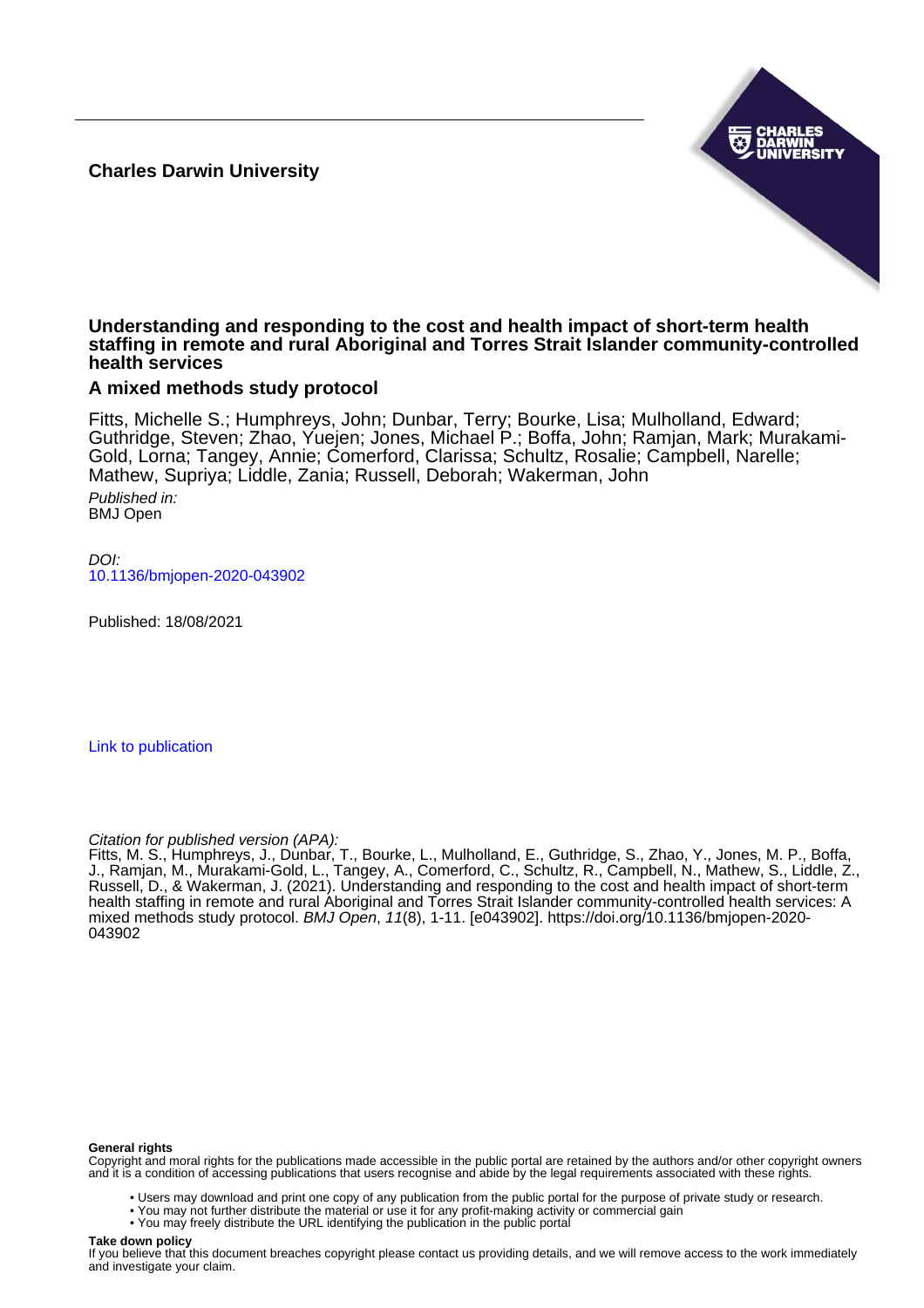**Charles Darwin University**

# Understanding and responding to the cost and health impact of short-term health staffing in remote and rural Aboriginal and Torres Strait Islander community-controlled health services

## A mixed methods study protocol

Fitts, Michelle S.; Humphreys, John; Dunbar, Terry; Bourke, Lisa; Mulholland, Edward; Guthridge, Steven; Zhao, Yuejen; Jones, Michael P.; Boffa, John; Ramjan, Mark; Murakami-Gold, Lorna; Tangey, Annie; Comerford, Clarissa; Schultz, Rosalie; Campbell, Narelle; Mathew, Supriya; Liddle, Zania; Russell, Deborah; Wakerman, John

*Published in:*
BMJ Open

*DOI:*
10.1136/bmjopen-2020-043902

Published: 18/08/2021

Link to publication

*Citation for published version (APA):*
Fitts, M. S., Humphreys, J., Dunbar, T., Bourke, L., Mulholland, E., Guthridge, S., Zhao, Y., Jones, M. P., Boffa, J., Ramjan, M., Murakami-Gold, L., Tangey, A., Comerford, C., Schultz, R., Campbell, N., Mathew, S., Liddle, Z., Russell, D., & Wakerman, J. (2021). Understanding and responding to the cost and health impact of short-term health staffing in remote and rural Aboriginal and Torres Strait Islander community-controlled health services: A mixed methods study protocol. *BMJ Open*, *11*(8), 1-11. [e043902]. https://doi.org/10.1136/bmjopen-2020-043902

**General rights**
Copyright and moral rights for the publications made accessible in the public portal are retained by the authors and/or other copyright owners and it is a condition of accessing publications that users recognise and abide by the legal requirements associated with these rights.

- Users may download and print one copy of any publication from the public portal for the purpose of private study or research.
- You may not further distribute the material or use it for any profit-making activity or commercial gain
- You may freely distribute the URL identifying the publication in the public portal

**Take down policy**
If you believe that this document breaches copyright please contact us providing details, and we will remove access to the work immediately and investigate your claim.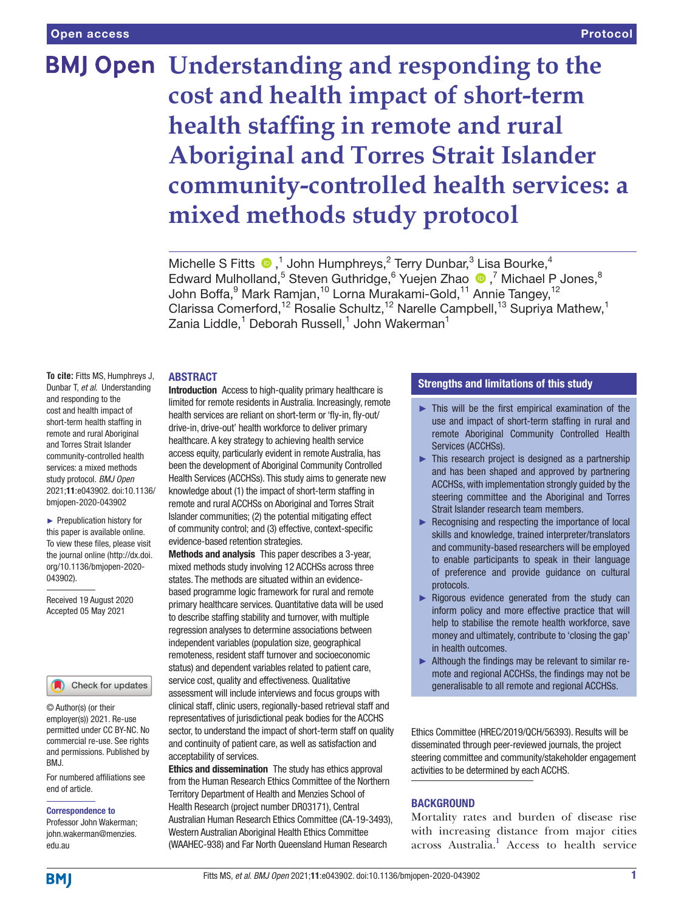# Understanding and responding to the cost and health impact of short-term health staffing in remote and rural Aboriginal and Torres Strait Islander community-controlled health services: a mixed methods study protocol

Michelle S Fitts ,[1] John Humphreys,[2] Terry Dunbar,[3] Lisa Bourke,[4] Edward Mulholland,[5] Steven Guthridge,[6] Yuejen Zhao ,[7] Michael P Jones,[8] John Boffa,[9] Mark Ramjan,[10] Lorna Murakami-Gold,[11] Annie Tangey,[12] Clarissa Comerford,[12] Rosalie Schultz,[12] Narelle Campbell,[13] Supriya Mathew,[1] Zania Liddle,[1] Deborah Russell,[1] John Wakerman[1]

**To cite:** Fitts MS, Humphreys J, Dunbar T, *et al*. Understanding and responding to the cost and health impact of short-term health staffing in remote and rural Aboriginal and Torres Strait Islander community-controlled health services: a mixed methods study protocol. *BMJ Open* 2021;**11**:e043902. doi:10.1136/bmjopen-2020-043902

► Prepublication history for this paper is available online. To view these files, please visit the journal online (http://dx.doi.org/10.1136/bmjopen-2020-043902).

Received 19 August 2020
Accepted 05 May 2021

© Author(s) (or their employer(s)) 2021. Re-use permitted under CC BY-NC. No commercial re-use. See rights and permissions. Published by BMJ.

For numbered affiliations see end of article.

**Correspondence to**
Professor John Wakerman; john.wakerman@menzies.edu.au

## ABSTRACT

**Introduction** Access to high-quality primary healthcare is limited for remote residents in Australia. Increasingly, remote health services are reliant on short-term or 'fly-in, fly-out/drive-in, drive-out' health workforce to deliver primary healthcare. A key strategy to achieving health service access equity, particularly evident in remote Australia, has been the development of Aboriginal Community Controlled Health Services (ACCHSs). This study aims to generate new knowledge about (1) the impact of short-term staffing in remote and rural ACCHSs on Aboriginal and Torres Strait Islander communities; (2) the potential mitigating effect of community control; and (3) effective, context-specific evidence-based retention strategies.

**Methods and analysis** This paper describes a 3-year, mixed methods study involving 12 ACCHSs across three states. The methods are situated within an evidence-based programme logic framework for rural and remote primary healthcare services. Quantitative data will be used to describe staffing stability and turnover, with multiple regression analyses to determine associations between independent variables (population size, geographical remoteness, resident staff turnover and socioeconomic status) and dependent variables related to patient care, service cost, quality and effectiveness. Qualitative assessment will include interviews and focus groups with clinical staff, clinic users, regionally-based retrieval staff and representatives of jurisdictional peak bodies for the ACCHS sector, to understand the impact of short-term staff on quality and continuity of patient care, as well as satisfaction and acceptability of services.

**Ethics and dissemination** The study has ethics approval from the Human Research Ethics Committee of the Northern Territory Department of Health and Menzies School of Health Research (project number DR03171), Central Australian Human Research Ethics Committee (CA-19-3493), Western Australian Aboriginal Health Ethics Committee (WAAHEC-938) and Far North Queensland Human Research Ethics Committee (HREC/2019/QCH/56393). Results will be disseminated through peer-reviewed journals, the project steering committee and community/stakeholder engagement activities to be determined by each ACCHS.

## Strengths and limitations of this study

- ► This will be the first empirical examination of the use and impact of short-term staffing in rural and remote Aboriginal Community Controlled Health Services (ACCHSs).
- ► This research project is designed as a partnership and has been shaped and approved by partnering ACCHSs, with implementation strongly guided by the steering committee and the Aboriginal and Torres Strait Islander research team members.
- ► Recognising and respecting the importance of local skills and knowledge, trained interpreter/translators and community-based researchers will be employed to enable participants to speak in their language of preference and provide guidance on cultural protocols.
- ► Rigorous evidence generated from the study can inform policy and more effective practice that will help to stabilise the remote health workforce, save money and ultimately, contribute to 'closing the gap' in health outcomes.
- ► Although the findings may be relevant to similar remote and regional ACCHSs, the findings may not be generalisable to all remote and regional ACCHSs.

## BACKGROUND

Mortality rates and burden of disease rise with increasing distance from major cities across Australia.[1] Access to health service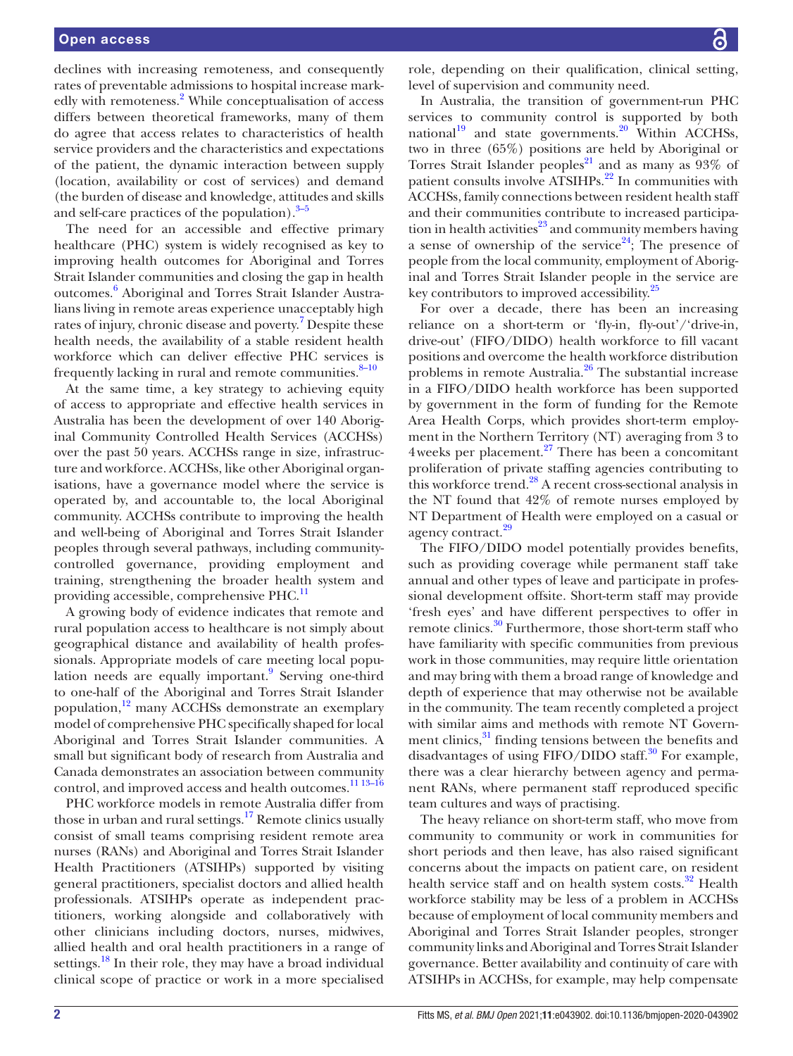declines with increasing remoteness, and consequently rates of preventable admissions to hospital increase markedly with remoteness.[2] While conceptualisation of access differs between theoretical frameworks, many of them do agree that access relates to characteristics of health service providers and the characteristics and expectations of the patient, the dynamic interaction between supply (location, availability or cost of services) and demand (the burden of disease and knowledge, attitudes and skills and self-care practices of the population).[3–5]

The need for an accessible and effective primary healthcare (PHC) system is widely recognised as key to improving health outcomes for Aboriginal and Torres Strait Islander communities and closing the gap in health outcomes.[6] Aboriginal and Torres Strait Islander Australians living in remote areas experience unacceptably high rates of injury, chronic disease and poverty.[7] Despite these health needs, the availability of a stable resident health workforce which can deliver effective PHC services is frequently lacking in rural and remote communities.[8–10]

At the same time, a key strategy to achieving equity of access to appropriate and effective health services in Australia has been the development of over 140 Aboriginal Community Controlled Health Services (ACCHSs) over the past 50 years. ACCHSs range in size, infrastructure and workforce. ACCHSs, like other Aboriginal organisations, have a governance model where the service is operated by, and accountable to, the local Aboriginal community. ACCHSs contribute to improving the health and well-being of Aboriginal and Torres Strait Islander peoples through several pathways, including community-controlled governance, providing employment and training, strengthening the broader health system and providing accessible, comprehensive PHC.[11]

A growing body of evidence indicates that remote and rural population access to healthcare is not simply about geographical distance and availability of health professionals. Appropriate models of care meeting local population needs are equally important.[9] Serving one-third to one-half of the Aboriginal and Torres Strait Islander population,[12] many ACCHSs demonstrate an exemplary model of comprehensive PHC specifically shaped for local Aboriginal and Torres Strait Islander communities. A small but significant body of research from Australia and Canada demonstrates an association between community control, and improved access and health outcomes.[11 13–16]

PHC workforce models in remote Australia differ from those in urban and rural settings.[17] Remote clinics usually consist of small teams comprising resident remote area nurses (RANs) and Aboriginal and Torres Strait Islander Health Practitioners (ATSIHPs) supported by visiting general practitioners, specialist doctors and allied health professionals. ATSIHPs operate as independent practitioners, working alongside and collaboratively with other clinicians including doctors, nurses, midwives, allied health and oral health practitioners in a range of settings.[18] In their role, they may have a broad individual clinical scope of practice or work in a more specialised role, depending on their qualification, clinical setting, level of supervision and community need.

In Australia, the transition of government-run PHC services to community control is supported by both national[19] and state governments.[20] Within ACCHSs, two in three (65%) positions are held by Aboriginal or Torres Strait Islander peoples[21] and as many as 93% of patient consults involve ATSIHPs.[22] In communities with ACCHSs, family connections between resident health staff and their communities contribute to increased participation in health activities[23] and community members having a sense of ownership of the service[24]; The presence of people from the local community, employment of Aboriginal and Torres Strait Islander people in the service are key contributors to improved accessibility.[25]

For over a decade, there has been an increasing reliance on a short-term or 'fly-in, fly-out'/'drive-in, drive-out' (FIFO/DIDO) health workforce to fill vacant positions and overcome the health workforce distribution problems in remote Australia.[26] The substantial increase in a FIFO/DIDO health workforce has been supported by government in the form of funding for the Remote Area Health Corps, which provides short-term employment in the Northern Territory (NT) averaging from 3 to 4 weeks per placement.[27] There has been a concomitant proliferation of private staffing agencies contributing to this workforce trend.[28] A recent cross-sectional analysis in the NT found that 42% of remote nurses employed by NT Department of Health were employed on a casual or agency contract.[29]

The FIFO/DIDO model potentially provides benefits, such as providing coverage while permanent staff take annual and other types of leave and participate in professional development offsite. Short-term staff may provide 'fresh eyes' and have different perspectives to offer in remote clinics.[30] Furthermore, those short-term staff who have familiarity with specific communities from previous work in those communities, may require little orientation and may bring with them a broad range of knowledge and depth of experience that may otherwise not be available in the community. The team recently completed a project with similar aims and methods with remote NT Government clinics,[31] finding tensions between the benefits and disadvantages of using FIFO/DIDO staff.[30] For example, there was a clear hierarchy between agency and permanent RANs, where permanent staff reproduced specific team cultures and ways of practising.

The heavy reliance on short-term staff, who move from community to community or work in communities for short periods and then leave, has also raised significant concerns about the impacts on patient care, on resident health service staff and on health system costs.[32] Health workforce stability may be less of a problem in ACCHSs because of employment of local community members and Aboriginal and Torres Strait Islander peoples, stronger community links and Aboriginal and Torres Strait Islander governance. Better availability and continuity of care with ATSIHPs in ACCHSs, for example, may help compensate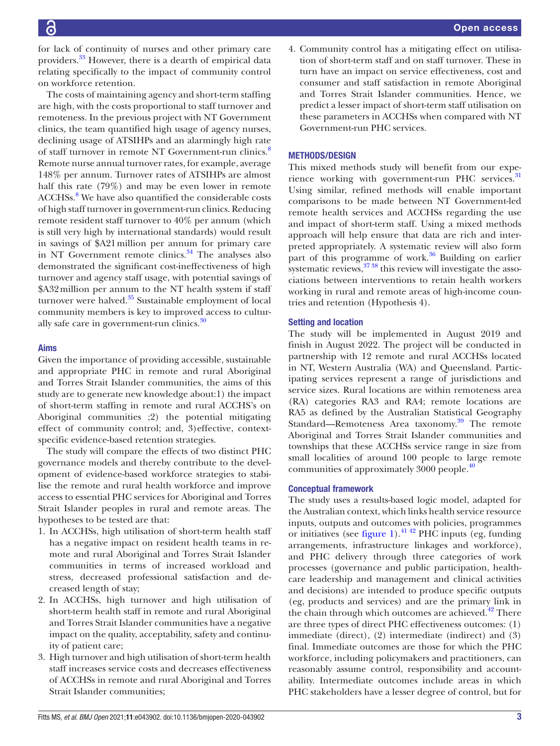for lack of continuity of nurses and other primary care providers.[33] However, there is a dearth of empirical data relating specifically to the impact of community control on workforce retention.

The costs of maintaining agency and short-term staffing are high, with the costs proportional to staff turnover and remoteness. In the previous project with NT Government clinics, the team quantified high usage of agency nurses, declining usage of ATSIHPs and an alarmingly high rate of staff turnover in remote NT Government-run clinics.[8] Remote nurse annual turnover rates, for example, average 148% per annum. Turnover rates of ATSIHPs are almost half this rate (79%) and may be even lower in remote ACCHSs.[8] We have also quantified the considerable costs of high staff turnover in government-run clinics. Reducing remote resident staff turnover to 40% per annum (which is still very high by international standards) would result in savings of $A21 million per annum for primary care in NT Government remote clinics.[34] The analyses also demonstrated the significant cost-ineffectiveness of high turnover and agency staff usage, with potential savings of $A32 million per annum to the NT health system if staff turnover were halved.[35] Sustainable employment of local community members is key to improved access to culturally safe care in government-run clinics.[30]

### Aims

Given the importance of providing accessible, sustainable and appropriate PHC in remote and rural Aboriginal and Torres Strait Islander communities, the aims of this study are to generate new knowledge about:1) the impact of short-term staffing in remote and rural ACCHS's on Aboriginal communities ;2) the potential mitigating effect of community control; and, 3) effective, context-specific evidence-based retention strategies.

The study will compare the effects of two distinct PHC governance models and thereby contribute to the development of evidence-based workforce strategies to stabilise the remote and rural health workforce and improve access to essential PHC services for Aboriginal and Torres Strait Islander peoples in rural and remote areas. The hypotheses to be tested are that:

1. In ACCHSs, high utilisation of short-term health staff has a negative impact on resident health teams in remote and rural Aboriginal and Torres Strait Islander communities in terms of increased workload and stress, decreased professional satisfaction and decreased length of stay;
2. In ACCHSs, high turnover and high utilisation of short-term health staff in remote and rural Aboriginal and Torres Strait Islander communities have a negative impact on the quality, acceptability, safety and continuity of patient care;
3. High turnover and high utilisation of short-term health staff increases service costs and decreases effectiveness of ACCHSs in remote and rural Aboriginal and Torres Strait Islander communities;
4. Community control has a mitigating effect on utilisation of short-term staff and on staff turnover. These in turn have an impact on service effectiveness, cost and consumer and staff satisfaction in remote Aboriginal and Torres Strait Islander communities. Hence, we predict a lesser impact of short-term staff utilisation on these parameters in ACCHSs when compared with NT Government-run PHC services.

## METHODS/DESIGN

This mixed methods study will benefit from our experience working with government-run PHC services.[31] Using similar, refined methods will enable important comparisons to be made between NT Government-led remote health services and ACCHSs regarding the use and impact of short-term staff. Using a mixed methods approach will help ensure that data are rich and interpreted appropriately. A systematic review will also form part of this programme of work.[36] Building on earlier systematic reviews,[37,38] this review will investigate the associations between interventions to retain health workers working in rural and remote areas of high-income countries and retention (Hypothesis 4).

### Setting and location

The study will be implemented in August 2019 and finish in August 2022. The project will be conducted in partnership with 12 remote and rural ACCHSs located in NT, Western Australia (WA) and Queensland. Participating services represent a range of jurisdictions and service sizes. Rural locations are within remoteness area (RA) categories RA3 and RA4; remote locations are RA5 as defined by the Australian Statistical Geography Standard—Remoteness Area taxonomy.[39] The remote Aboriginal and Torres Strait Islander communities and townships that these ACCHSs service range in size from small localities of around 100 people to large remote communities of approximately 3000 people.[40]

### Conceptual framework

The study uses a results-based logic model, adapted for the Australian context, which links health service resource inputs, outputs and outcomes with policies, programmes or initiatives (see figure 1).[41,42] PHC inputs (eg, funding arrangements, infrastructure linkages and workforce), and PHC delivery through three categories of work processes (governance and public participation, healthcare leadership and management and clinical activities and decisions) are intended to produce specific outputs (eg, products and services) and are the primary link in the chain through which outcomes are achieved.[42] There are three types of direct PHC effectiveness outcomes: (1) immediate (direct), (2) intermediate (indirect) and (3) final. Immediate outcomes are those for which the PHC workforce, including policymakers and practitioners, can reasonably assume control, responsibility and accountability. Intermediate outcomes include areas in which PHC stakeholders have a lesser degree of control, but for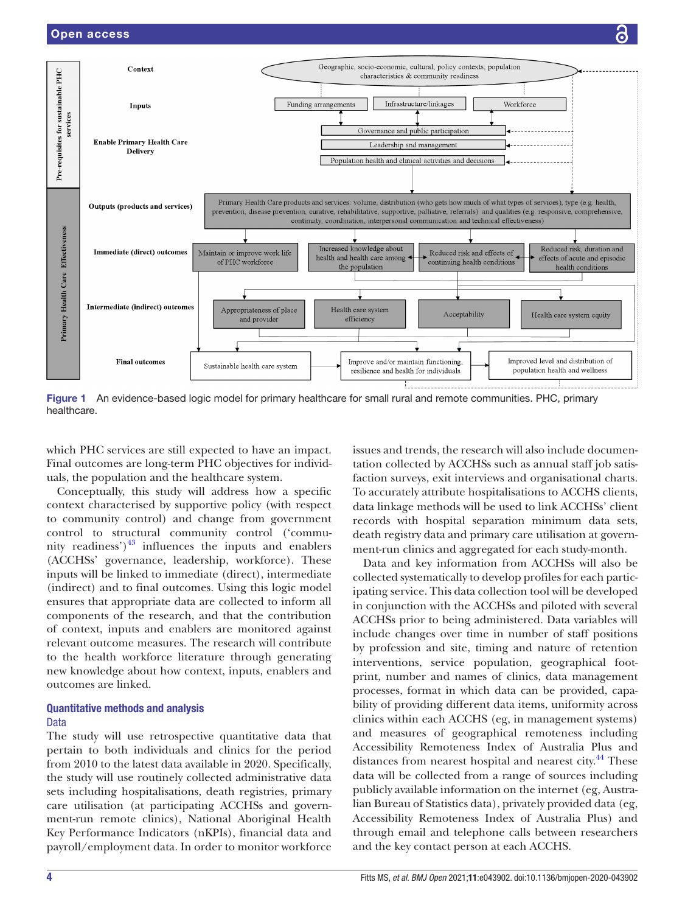**Figure 1** An evidence-based logic model for primary healthcare for small rural and remote communities. PHC, primary healthcare.

which PHC services are still expected to have an impact. Final outcomes are long-term PHC objectives for individuals, the population and the healthcare system.

Conceptually, this study will address how a specific context characterised by supportive policy (with respect to community control) and change from government control to structural community control ('community readiness')[43] influences the inputs and enablers (ACCHSs' governance, leadership, workforce). These inputs will be linked to immediate (direct), intermediate (indirect) and to final outcomes. Using this logic model ensures that appropriate data are collected to inform all components of the research, and that the contribution of context, inputs and enablers are monitored against relevant outcome measures. The research will contribute to the health workforce literature through generating new knowledge about how context, inputs, enablers and outcomes are linked.

## Quantitative methods and analysis

### Data

The study will use retrospective quantitative data that pertain to both individuals and clinics for the period from 2010 to the latest data available in 2020. Specifically, the study will use routinely collected administrative data sets including hospitalisations, death registries, primary care utilisation (at participating ACCHSs and government-run remote clinics), National Aboriginal Health Key Performance Indicators (nKPIs), financial data and payroll/employment data. In order to monitor workforce issues and trends, the research will also include documentation collected by ACCHSs such as annual staff job satisfaction surveys, exit interviews and organisational charts. To accurately attribute hospitalisations to ACCHS clients, data linkage methods will be used to link ACCHSs' client records with hospital separation minimum data sets, death registry data and primary care utilisation at government-run clinics and aggregated for each study-month.

Data and key information from ACCHSs will also be collected systematically to develop profiles for each participating service. This data collection tool will be developed in conjunction with the ACCHSs and piloted with several ACCHSs prior to being administered. Data variables will include changes over time in number of staff positions by profession and site, timing and nature of retention interventions, service population, geographical footprint, number and names of clinics, data management processes, format in which data can be provided, capability of providing different data items, uniformity across clinics within each ACCHS (eg, in management systems) and measures of geographical remoteness including Accessibility Remoteness Index of Australia Plus and distances from nearest hospital and nearest city.[44] These data will be collected from a range of sources including publicly available information on the internet (eg, Australian Bureau of Statistics data), privately provided data (eg, Accessibility Remoteness Index of Australia Plus) and through email and telephone calls between researchers and the key contact person at each ACCHS.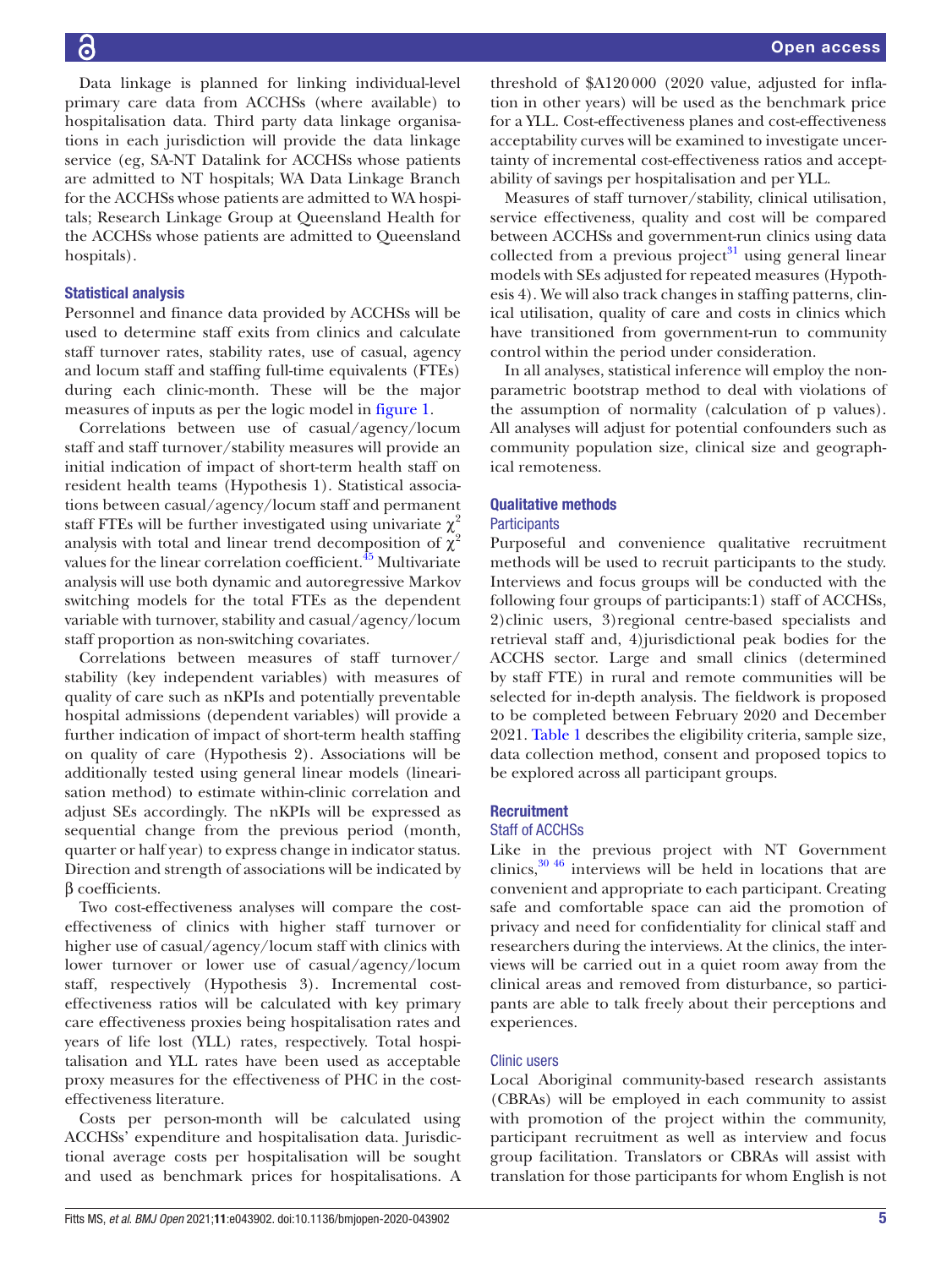Data linkage is planned for linking individual-level primary care data from ACCHSs (where available) to hospitalisation data. Third party data linkage organisations in each jurisdiction will provide the data linkage service (eg, SA-NT Datalink for ACCHSs whose patients are admitted to NT hospitals; WA Data Linkage Branch for the ACCHSs whose patients are admitted to WA hospitals; Research Linkage Group at Queensland Health for the ACCHSs whose patients are admitted to Queensland hospitals).

### Statistical analysis

Personnel and finance data provided by ACCHSs will be used to determine staff exits from clinics and calculate staff turnover rates, stability rates, use of casual, agency and locum staff and staffing full-time equivalents (FTEs) during each clinic-month. These will be the major measures of inputs as per the logic model in figure 1.

Correlations between use of casual/agency/locum staff and staff turnover/stability measures will provide an initial indication of impact of short-term health staff on resident health teams (Hypothesis 1). Statistical associations between casual/agency/locum staff and permanent staff FTEs will be further investigated using univariate $\chi^2$ analysis with total and linear trend decomposition of $\chi^2$ values for the linear correlation coefficient.[45] Multivariate analysis will use both dynamic and autoregressive Markov switching models for the total FTEs as the dependent variable with turnover, stability and casual/agency/locum staff proportion as non-switching covariates.

Correlations between measures of staff turnover/stability (key independent variables) with measures of quality of care such as nKPIs and potentially preventable hospital admissions (dependent variables) will provide a further indication of impact of short-term health staffing on quality of care (Hypothesis 2). Associations will be additionally tested using general linear models (linearisation method) to estimate within-clinic correlation and adjust SEs accordingly. The nKPIs will be expressed as sequential change from the previous period (month, quarter or half year) to express change in indicator status. Direction and strength of associations will be indicated by β coefficients.

Two cost-effectiveness analyses will compare the cost-effectiveness of clinics with higher staff turnover or higher use of casual/agency/locum staff with clinics with lower turnover or lower use of casual/agency/locum staff, respectively (Hypothesis 3). Incremental cost-effectiveness ratios will be calculated with key primary care effectiveness proxies being hospitalisation rates and years of life lost (YLL) rates, respectively. Total hospitalisation and YLL rates have been used as acceptable proxy measures for the effectiveness of PHC in the cost-effectiveness literature.

Costs per person-month will be calculated using ACCHSs' expenditure and hospitalisation data. Jurisdictional average costs per hospitalisation will be sought and used as benchmark prices for hospitalisations. A threshold of $A120 000 (2020 value, adjusted for inflation in other years) will be used as the benchmark price for a YLL. Cost-effectiveness planes and cost-effectiveness acceptability curves will be examined to investigate uncertainty of incremental cost-effectiveness ratios and acceptability of savings per hospitalisation and per YLL.

Measures of staff turnover/stability, clinical utilisation, service effectiveness, quality and cost will be compared between ACCHSs and government-run clinics using data collected from a previous project[31] using general linear models with SEs adjusted for repeated measures (Hypothesis 4). We will also track changes in staffing patterns, clinical utilisation, quality of care and costs in clinics which have transitioned from government-run to community control within the period under consideration.

In all analyses, statistical inference will employ the non-parametric bootstrap method to deal with violations of the assumption of normality (calculation of p values). All analyses will adjust for potential confounders such as community population size, clinical size and geographical remoteness.

### Qualitative methods

#### Participants

Purposeful and convenience qualitative recruitment methods will be used to recruit participants to the study. Interviews and focus groups will be conducted with the following four groups of participants:1) staff of ACCHSs, 2)clinic users, 3)regional centre-based specialists and retrieval staff and, 4)jurisdictional peak bodies for the ACCHS sector. Large and small clinics (determined by staff FTE) in rural and remote communities will be selected for in-depth analysis. The fieldwork is proposed to be completed between February 2020 and December 2021. Table 1 describes the eligibility criteria, sample size, data collection method, consent and proposed topics to be explored across all participant groups.

### Recruitment

#### Staff of ACCHSs

Like in the previous project with NT Government clinics,[30,46] interviews will be held in locations that are convenient and appropriate to each participant. Creating safe and comfortable space can aid the promotion of privacy and need for confidentiality for clinical staff and researchers during the interviews. At the clinics, the interviews will be carried out in a quiet room away from the clinical areas and removed from disturbance, so participants are able to talk freely about their perceptions and experiences.

#### Clinic users

Local Aboriginal community-based research assistants (CBRAs) will be employed in each community to assist with promotion of the project within the community, participant recruitment as well as interview and focus group facilitation. Translators or CBRAs will assist with translation for those participants for whom English is not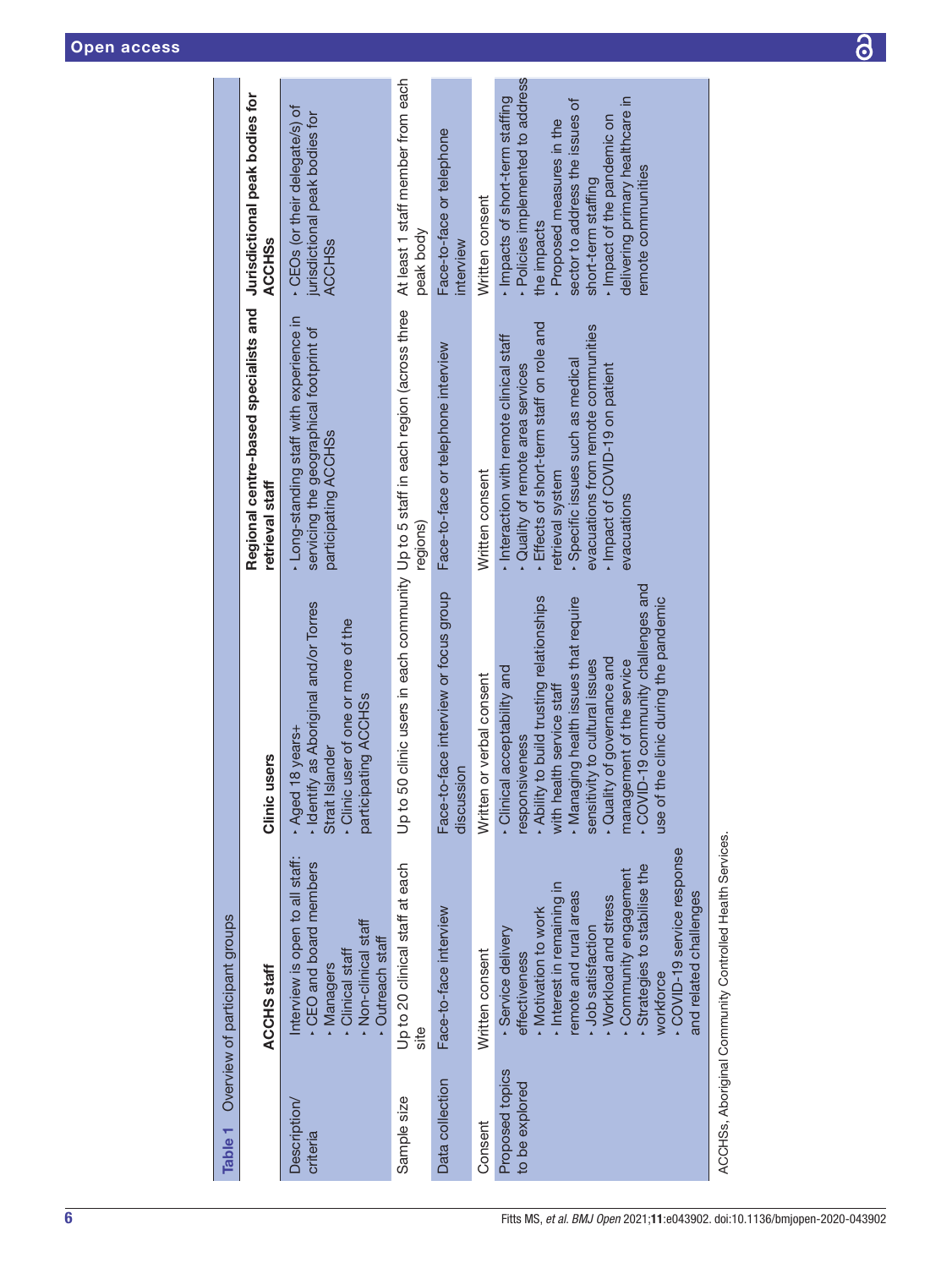Table 1 Overview of participant groups

| | ACCHS staff | Clinic users | Regional centre-based specialists and retrieval staff | Jurisdictional peak bodies for ACCHSs |
|---|---|---|---|---|
| Description/criteria | Interview is open to all staff:<br>• CEO and board members<br>• Managers<br>• Clinical staff<br>• Non-clinical staff<br>• Outreach staff | • Aged 18 years+<br>• Identify as Aboriginal and/or Torres Strait Islander<br>• Clinic user of one or more of the participating ACCHSs | • Long-standing staff with experience in servicing the geographical footprint of participating ACCHSs | • CEOs (or their delegate/s) of jurisdictional peak bodies for ACCHSs |
| Sample size | Up to 20 clinical staff at each site | Up to 50 clinic users in each community | Up to 5 staff in each region (across three regions) | At least 1 staff member from each peak body |
| Data collection | Face-to-face interview | Face-to-face interview or focus group discussion | Face-to-face or telephone interview | Face-to-face or telephone interview |
| Consent | Written consent | Written or verbal consent | Written consent | Written consent |
| Proposed topics to be explored | • Service delivery effectiveness<br>• Motivation to work<br>• Interest in remaining in remote and rural areas<br>• Job satisfaction<br>• Workload and stress<br>• Community engagement<br>• Strategies to stabilise the workforce<br>• COVID-19 service response and related challenges | • Clinical acceptability and responsiveness<br>• Ability to build trusting relationships with health service staff<br>• Managing health issues that require sensitivity to cultural issues<br>• Quality of governance and management of the service<br>• COVID-19 community challenges and use of the clinic during the pandemic | • Interaction with remote clinical staff<br>• Quality of remote area services<br>• Effects of short-term staff on role and retrieval system<br>• Specific issues such as medical evacuations from remote communities<br>• Impact of COVID-19 on patient evacuations | • Impacts of short-term staffing<br>• Policies implemented to address the impacts<br>• Proposed measures in the sector to address the issues of short-term staffing<br>• Impact of the pandemic on delivering primary healthcare in remote communities |

ACCHSs, Aboriginal Community Controlled Health Services.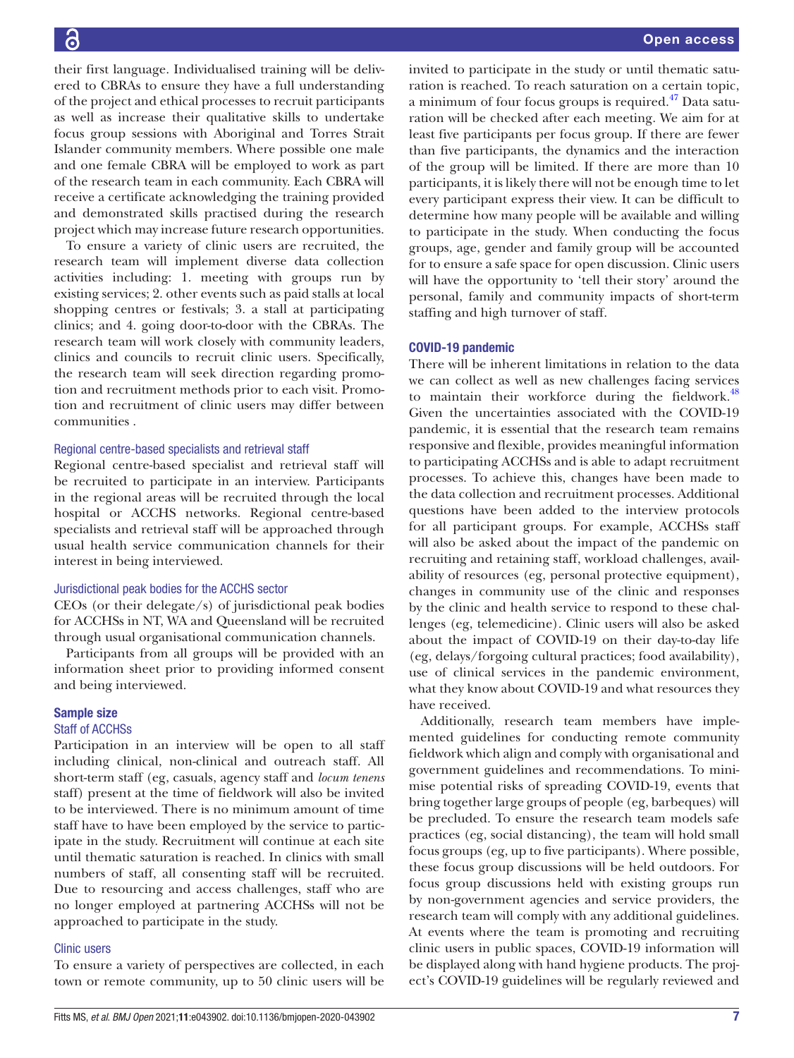their first language. Individualised training will be delivered to CBRAs to ensure they have a full understanding of the project and ethical processes to recruit participants as well as increase their qualitative skills to undertake focus group sessions with Aboriginal and Torres Strait Islander community members. Where possible one male and one female CBRA will be employed to work as part of the research team in each community. Each CBRA will receive a certificate acknowledging the training provided and demonstrated skills practised during the research project which may increase future research opportunities.

To ensure a variety of clinic users are recruited, the research team will implement diverse data collection activities including: 1. meeting with groups run by existing services; 2. other events such as paid stalls at local shopping centres or festivals; 3. a stall at participating clinics; and 4. going door-to-door with the CBRAs. The research team will work closely with community leaders, clinics and councils to recruit clinic users. Specifically, the research team will seek direction regarding promotion and recruitment methods prior to each visit. Promotion and recruitment of clinic users may differ between communities .

#### Regional centre-based specialists and retrieval staff

Regional centre-based specialist and retrieval staff will be recruited to participate in an interview. Participants in the regional areas will be recruited through the local hospital or ACCHS networks. Regional centre-based specialists and retrieval staff will be approached through usual health service communication channels for their interest in being interviewed.

#### Jurisdictional peak bodies for the ACCHS sector

CEOs (or their delegate/s) of jurisdictional peak bodies for ACCHSs in NT, WA and Queensland will be recruited through usual organisational communication channels.

Participants from all groups will be provided with an information sheet prior to providing informed consent and being interviewed.

### Sample size

#### Staff of ACCHSs

Participation in an interview will be open to all staff including clinical, non-clinical and outreach staff. All short-term staff (eg, casuals, agency staff and *locum tenens* staff) present at the time of fieldwork will also be invited to be interviewed. There is no minimum amount of time staff have to have been employed by the service to participate in the study. Recruitment will continue at each site until thematic saturation is reached. In clinics with small numbers of staff, all consenting staff will be recruited. Due to resourcing and access challenges, staff who are no longer employed at partnering ACCHSs will not be approached to participate in the study.

#### Clinic users

To ensure a variety of perspectives are collected, in each town or remote community, up to 50 clinic users will be invited to participate in the study or until thematic saturation is reached. To reach saturation on a certain topic, a minimum of four focus groups is required.[47] Data saturation will be checked after each meeting. We aim for at least five participants per focus group. If there are fewer than five participants, the dynamics and the interaction of the group will be limited. If there are more than 10 participants, it is likely there will not be enough time to let every participant express their view. It can be difficult to determine how many people will be available and willing to participate in the study. When conducting the focus groups, age, gender and family group will be accounted for to ensure a safe space for open discussion. Clinic users will have the opportunity to 'tell their story' around the personal, family and community impacts of short-term staffing and high turnover of staff.

### COVID-19 pandemic

There will be inherent limitations in relation to the data we can collect as well as new challenges facing services to maintain their workforce during the fieldwork.[48] Given the uncertainties associated with the COVID-19 pandemic, it is essential that the research team remains responsive and flexible, provides meaningful information to participating ACCHSs and is able to adapt recruitment processes. To achieve this, changes have been made to the data collection and recruitment processes. Additional questions have been added to the interview protocols for all participant groups. For example, ACCHSs staff will also be asked about the impact of the pandemic on recruiting and retaining staff, workload challenges, availability of resources (eg, personal protective equipment), changes in community use of the clinic and responses by the clinic and health service to respond to these challenges (eg, telemedicine). Clinic users will also be asked about the impact of COVID-19 on their day-to-day life (eg, delays/forgoing cultural practices; food availability), use of clinical services in the pandemic environment, what they know about COVID-19 and what resources they have received.

Additionally, research team members have implemented guidelines for conducting remote community fieldwork which align and comply with organisational and government guidelines and recommendations. To minimise potential risks of spreading COVID-19, events that bring together large groups of people (eg, barbeques) will be precluded. To ensure the research team models safe practices (eg, social distancing), the team will hold small focus groups (eg, up to five participants). Where possible, these focus group discussions will be held outdoors. For focus group discussions held with existing groups run by non-government agencies and service providers, the research team will comply with any additional guidelines. At events where the team is promoting and recruiting clinic users in public spaces, COVID-19 information will be displayed along with hand hygiene products. The project's COVID-19 guidelines will be regularly reviewed and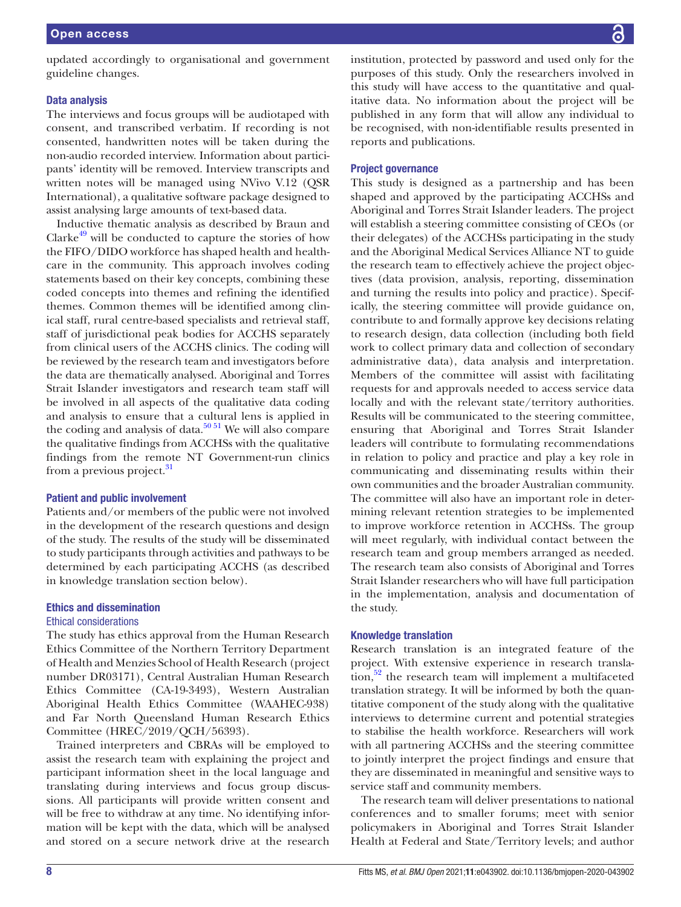updated accordingly to organisational and government guideline changes.

### Data analysis

The interviews and focus groups will be audiotaped with consent, and transcribed verbatim. If recording is not consented, handwritten notes will be taken during the non-audio recorded interview. Information about participants' identity will be removed. Interview transcripts and written notes will be managed using NVivo V.12 (QSR International), a qualitative software package designed to assist analysing large amounts of text-based data.

Inductive thematic analysis as described by Braun and Clarke[49] will be conducted to capture the stories of how the FIFO/DIDO workforce has shaped health and healthcare in the community. This approach involves coding statements based on their key concepts, combining these coded concepts into themes and refining the identified themes. Common themes will be identified among clinical staff, rural centre-based specialists and retrieval staff, staff of jurisdictional peak bodies for ACCHS separately from clinical users of the ACCHS clinics. The coding will be reviewed by the research team and investigators before the data are thematically analysed. Aboriginal and Torres Strait Islander investigators and research team staff will be involved in all aspects of the qualitative data coding and analysis to ensure that a cultural lens is applied in the coding and analysis of data.[50 51] We will also compare the qualitative findings from ACCHSs with the qualitative findings from the remote NT Government-run clinics from a previous project.[31]

### Patient and public involvement

Patients and/or members of the public were not involved in the development of the research questions and design of the study. The results of the study will be disseminated to study participants through activities and pathways to be determined by each participating ACCHS (as described in knowledge translation section below).

## Ethics and dissemination

### Ethical considerations

The study has ethics approval from the Human Research Ethics Committee of the Northern Territory Department of Health and Menzies School of Health Research (project number DR03171), Central Australian Human Research Ethics Committee (CA-19-3493), Western Australian Aboriginal Health Ethics Committee (WAAHEC-938) and Far North Queensland Human Research Ethics Committee (HREC/2019/QCH/56393).

Trained interpreters and CBRAs will be employed to assist the research team with explaining the project and participant information sheet in the local language and translating during interviews and focus group discussions. All participants will provide written consent and will be free to withdraw at any time. No identifying information will be kept with the data, which will be analysed and stored on a secure network drive at the research institution, protected by password and used only for the purposes of this study. Only the researchers involved in this study will have access to the quantitative and qualitative data. No information about the project will be published in any form that will allow any individual to be recognised, with non-identifiable results presented in reports and publications.

### Project governance

This study is designed as a partnership and has been shaped and approved by the participating ACCHSs and Aboriginal and Torres Strait Islander leaders. The project will establish a steering committee consisting of CEOs (or their delegates) of the ACCHSs participating in the study and the Aboriginal Medical Services Alliance NT to guide the research team to effectively achieve the project objectives (data provision, analysis, reporting, dissemination and turning the results into policy and practice). Specifically, the steering committee will provide guidance on, contribute to and formally approve key decisions relating to research design, data collection (including both field work to collect primary data and collection of secondary administrative data), data analysis and interpretation. Members of the committee will assist with facilitating requests for and approvals needed to access service data locally and with the relevant state/territory authorities. Results will be communicated to the steering committee, ensuring that Aboriginal and Torres Strait Islander leaders will contribute to formulating recommendations in relation to policy and practice and play a key role in communicating and disseminating results within their own communities and the broader Australian community. The committee will also have an important role in determining relevant retention strategies to be implemented to improve workforce retention in ACCHSs. The group will meet regularly, with individual contact between the research team and group members arranged as needed. The research team also consists of Aboriginal and Torres Strait Islander researchers who will have full participation in the implementation, analysis and documentation of the study.

### Knowledge translation

Research translation is an integrated feature of the project. With extensive experience in research translation,[52] the research team will implement a multifaceted translation strategy. It will be informed by both the quantitative component of the study along with the qualitative interviews to determine current and potential strategies to stabilise the health workforce. Researchers will work with all partnering ACCHSs and the steering committee to jointly interpret the project findings and ensure that they are disseminated in meaningful and sensitive ways to service staff and community members.

The research team will deliver presentations to national conferences and to smaller forums; meet with senior policymakers in Aboriginal and Torres Strait Islander Health at Federal and State/Territory levels; and author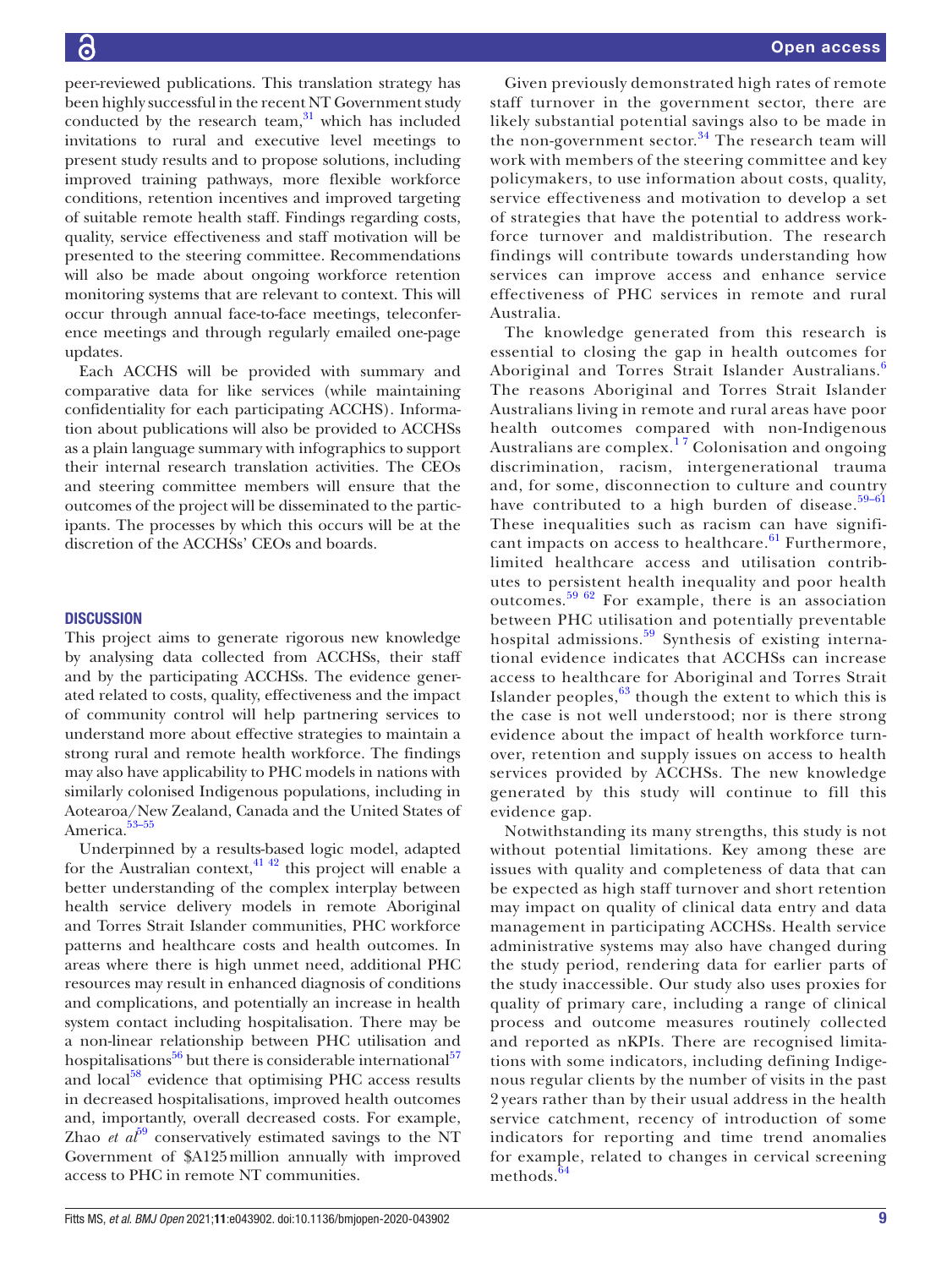peer-reviewed publications. This translation strategy has been highly successful in the recent NT Government study conducted by the research team,[31] which has included invitations to rural and executive level meetings to present study results and to propose solutions, including improved training pathways, more flexible workforce conditions, retention incentives and improved targeting of suitable remote health staff. Findings regarding costs, quality, service effectiveness and staff motivation will be presented to the steering committee. Recommendations will also be made about ongoing workforce retention monitoring systems that are relevant to context. This will occur through annual face-to-face meetings, teleconference meetings and through regularly emailed one-page updates.

Each ACCHS will be provided with summary and comparative data for like services (while maintaining confidentiality for each participating ACCHS). Information about publications will also be provided to ACCHSs as a plain language summary with infographics to support their internal research translation activities. The CEOs and steering committee members will ensure that the outcomes of the project will be disseminated to the participants. The processes by which this occurs will be at the discretion of the ACCHSs' CEOs and boards.

## DISCUSSION

This project aims to generate rigorous new knowledge by analysing data collected from ACCHSs, their staff and by the participating ACCHSs. The evidence generated related to costs, quality, effectiveness and the impact of community control will help partnering services to understand more about effective strategies to maintain a strong rural and remote health workforce. The findings may also have applicability to PHC models in nations with similarly colonised Indigenous populations, including in Aotearoa/New Zealand, Canada and the United States of America.[53–55]

Underpinned by a results-based logic model, adapted for the Australian context,[41 42] this project will enable a better understanding of the complex interplay between health service delivery models in remote Aboriginal and Torres Strait Islander communities, PHC workforce patterns and healthcare costs and health outcomes. In areas where there is high unmet need, additional PHC resources may result in enhanced diagnosis of conditions and complications, and potentially an increase in health system contact including hospitalisation. There may be a non-linear relationship between PHC utilisation and hospitalisations[56] but there is considerable international[57] and local[58] evidence that optimising PHC access results in decreased hospitalisations, improved health outcomes and, importantly, overall decreased costs. For example, Zhao *et al*[59] conservatively estimated savings to the NT Government of $A125 million annually with improved access to PHC in remote NT communities.

Given previously demonstrated high rates of remote staff turnover in the government sector, there are likely substantial potential savings also to be made in the non-government sector.[34] The research team will work with members of the steering committee and key policymakers, to use information about costs, quality, service effectiveness and motivation to develop a set of strategies that have the potential to address workforce turnover and maldistribution. The research findings will contribute towards understanding how services can improve access and enhance service effectiveness of PHC services in remote and rural Australia.

The knowledge generated from this research is essential to closing the gap in health outcomes for Aboriginal and Torres Strait Islander Australians.[6] The reasons Aboriginal and Torres Strait Islander Australians living in remote and rural areas have poor health outcomes compared with non-Indigenous Australians are complex.[1 7] Colonisation and ongoing discrimination, racism, intergenerational trauma and, for some, disconnection to culture and country have contributed to a high burden of disease.[59–61] These inequalities such as racism can have significant impacts on access to healthcare.[61] Furthermore, limited healthcare access and utilisation contributes to persistent health inequality and poor health outcomes.[59 62] For example, there is an association between PHC utilisation and potentially preventable hospital admissions.[59] Synthesis of existing international evidence indicates that ACCHSs can increase access to healthcare for Aboriginal and Torres Strait Islander peoples,[63] though the extent to which this is the case is not well understood; nor is there strong evidence about the impact of health workforce turnover, retention and supply issues on access to health services provided by ACCHSs. The new knowledge generated by this study will continue to fill this evidence gap.

Notwithstanding its many strengths, this study is not without potential limitations. Key among these are issues with quality and completeness of data that can be expected as high staff turnover and short retention may impact on quality of clinical data entry and data management in participating ACCHSs. Health service administrative systems may also have changed during the study period, rendering data for earlier parts of the study inaccessible. Our study also uses proxies for quality of primary care, including a range of clinical process and outcome measures routinely collected and reported as nKPIs. There are recognised limitations with some indicators, including defining Indigenous regular clients by the number of visits in the past 2 years rather than by their usual address in the health service catchment, recency of introduction of some indicators for reporting and time trend anomalies for example, related to changes in cervical screening methods.[64]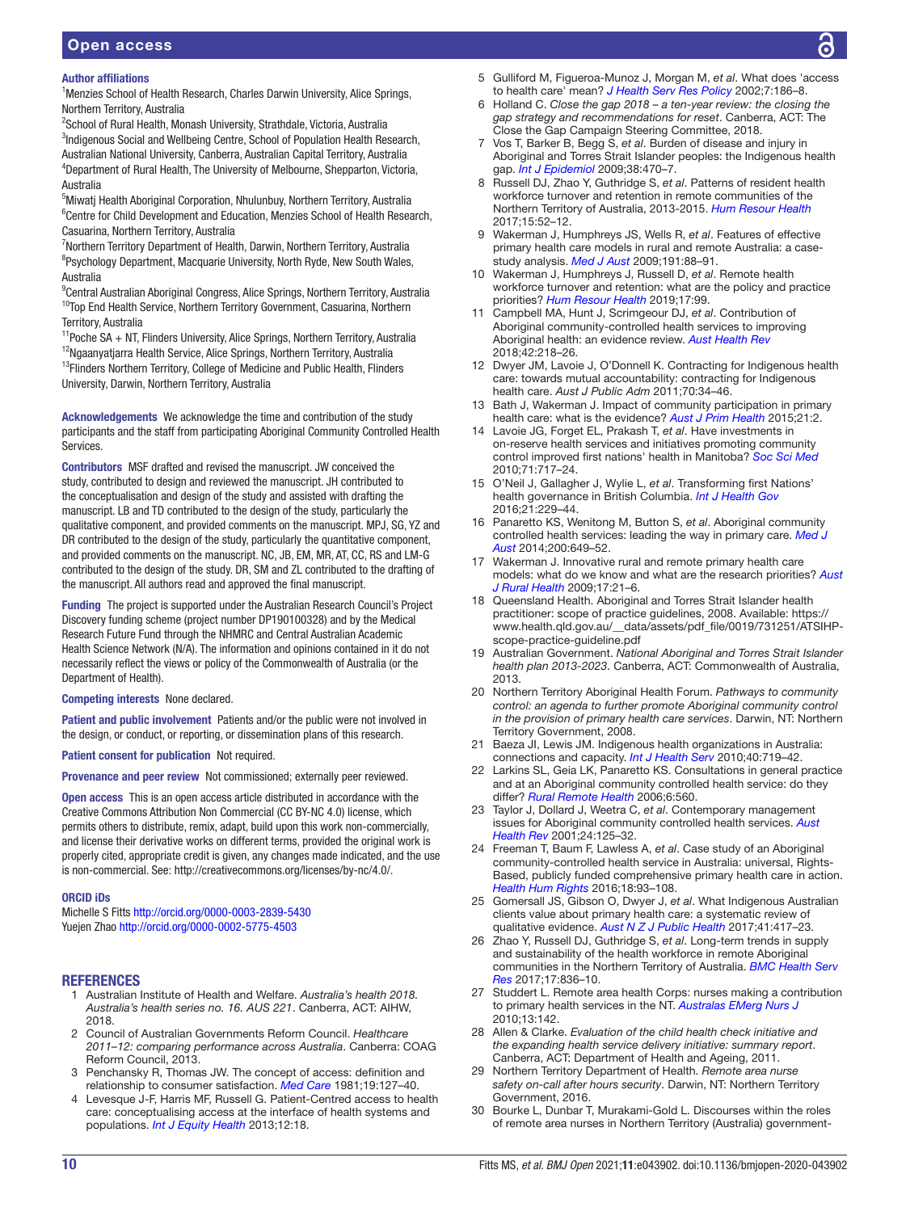**Author affiliations**

[1]Menzies School of Health Research, Charles Darwin University, Alice Springs, Northern Territory, Australia
[2]School of Rural Health, Monash University, Strathdale, Victoria, Australia
[3]Indigenous Social and Wellbeing Centre, School of Population Health Research, Australian National University, Canberra, Australian Capital Territory, Australia
[4]Department of Rural Health, The University of Melbourne, Shepparton, Victoria, Australia
[5]Miwatj Health Aboriginal Corporation, Nhulunbuy, Northern Territory, Australia
[6]Centre for Child Development and Education, Menzies School of Health Research, Casuarina, Northern Territory, Australia
[7]Northern Territory Department of Health, Darwin, Northern Territory, Australia
[8]Psychology Department, Macquarie University, North Ryde, New South Wales, Australia
[9]Central Australian Aboriginal Congress, Alice Springs, Northern Territory, Australia
[10]Top End Health Service, Northern Territory Government, Casuarina, Northern Territory, Australia
[11]Poche SA + NT, Flinders University, Alice Springs, Northern Territory, Australia
[12]Ngaanyatjarra Health Service, Alice Springs, Northern Territory, Australia
[13]Flinders Northern Territory, College of Medicine and Public Health, Flinders University, Darwin, Northern Territory, Australia

**Acknowledgements** We acknowledge the time and contribution of the study participants and the staff from participating Aboriginal Community Controlled Health Services.

**Contributors** MSF drafted and revised the manuscript. JW conceived the study, contributed to design and reviewed the manuscript. JH contributed to the conceptualisation and design of the study and assisted with drafting the manuscript. LB and TD contributed to the design of the study, particularly the qualitative component, and provided comments on the manuscript. MPJ, SG, YZ and DR contributed to the design of the study, particularly the quantitative component, and provided comments on the manuscript. NC, JB, EM, MR, AT, CC, RS and LM-G contributed to the design of the study. DR, SM and ZL contributed to the drafting of the manuscript. All authors read and approved the final manuscript.

**Funding** The project is supported under the Australian Research Council's Project Discovery funding scheme (project number DP190100328) and by the Medical Research Future Fund through the NHMRC and Central Australian Academic Health Science Network (N/A). The information and opinions contained in it do not necessarily reflect the views or policy of the Commonwealth of Australia (or the Department of Health).

**Competing interests** None declared.

**Patient and public involvement** Patients and/or the public were not involved in the design, or conduct, or reporting, or dissemination plans of this research.

**Patient consent for publication** Not required.

**Provenance and peer review** Not commissioned; externally peer reviewed.

**Open access** This is an open access article distributed in accordance with the Creative Commons Attribution Non Commercial (CC BY-NC 4.0) license, which permits others to distribute, remix, adapt, build upon this work non-commercially, and license their derivative works on different terms, provided the original work is properly cited, appropriate credit is given, any changes made indicated, and the use is non-commercial. See: http://creativecommons.org/licenses/by-nc/4.0/.

**ORCID iDs**

Michelle S Fitts http://orcid.org/0000-0003-2839-5430
Yuejen Zhao http://orcid.org/0000-0002-5775-4503

## REFERENCES

1. Australian Institute of Health and Welfare. *Australia's health 2018. Australia's health series no. 16. AUS 221*. Canberra, ACT: AIHW, 2018.
2. Council of Australian Governments Reform Council. *Healthcare 2011–12: comparing performance across Australia*. Canberra: COAG Reform Council, 2013.
3. Penchansky R, Thomas JW. The concept of access: definition and relationship to consumer satisfaction. *Med Care* 1981;19:127–40.
4. Levesque J-F, Harris MF, Russell G. Patient-Centred access to health care: conceptualising access at the interface of health systems and populations. *Int J Equity Health* 2013;12:18.
5. Gulliford M, Figueroa-Munoz J, Morgan M, *et al*. What does 'access to health care' mean? *J Health Serv Res Policy* 2002;7:186–8.
6. Holland C. *Close the gap 2018 – a ten-year review: the closing the gap strategy and recommendations for reset*. Canberra, ACT: The Close the Gap Campaign Steering Committee, 2018.
7. Vos T, Barker B, Begg S, *et al*. Burden of disease and injury in Aboriginal and Torres Strait Islander peoples: the Indigenous health gap. *Int J Epidemiol* 2009;38:470–7.
8. Russell DJ, Zhao Y, Guthridge S, *et al*. Patterns of resident health workforce turnover and retention in remote communities of the Northern Territory of Australia, 2013-2015. *Hum Resour Health* 2017;15:52–12.
9. Wakerman J, Humphreys JS, Wells R, *et al*. Features of effective primary health care models in rural and remote Australia: a case-study analysis. *Med J Aust* 2009;191:88–91.
10. Wakerman J, Humphreys J, Russell D, *et al*. Remote health workforce turnover and retention: what are the policy and practice priorities? *Hum Resour Health* 2019;17:99.
11. Campbell MA, Hunt J, Scrimgeour DJ, *et al*. Contribution of Aboriginal community-controlled health services to improving Aboriginal health: an evidence review. *Aust Health Rev* 2018;42:218–26.
12. Dwyer JM, Lavoie J, O'Donnell K. Contracting for Indigenous health care: towards mutual accountability: contracting for Indigenous health care. *Aust J Public Adm* 2011;70:34–46.
13. Bath J, Wakerman J. Impact of community participation in primary health care: what is the evidence? *Aust J Prim Health* 2015;21:2.
14. Lavoie JG, Forget EL, Prakash T, *et al*. Have investments in on-reserve health services and initiatives promoting community control improved first nations' health in Manitoba? *Soc Sci Med* 2010;71:717–24.
15. O'Neil J, Gallagher J, Wylie L, *et al*. Transforming first Nations' health governance in British Columbia. *Int J Health Gov* 2016;21:229–44.
16. Panaretto KS, Wenitong M, Button S, *et al*. Aboriginal community controlled health services: leading the way in primary care. *Med J Aust* 2014;200:649–52.
17. Wakerman J. Innovative rural and remote primary health care models: what do we know and what are the research priorities? *Aust J Rural Health* 2009;17:21–6.
18. Queensland Health. Aboriginal and Torres Strait Islander health practitioner: scope of practice guidelines, 2008. Available: https://www.health.qld.gov.au/__data/assets/pdf_file/0019/731251/ATSIHP-scope-practice-guideline.pdf
19. Australian Government. *National Aboriginal and Torres Strait Islander health plan 2013-2023*. Canberra, ACT: Commonwealth of Australia, 2013.
20. Northern Territory Aboriginal Health Forum. *Pathways to community control: an agenda to further promote Aboriginal community control in the provision of primary health care services*. Darwin, NT: Northern Territory Government, 2008.
21. Baeza JI, Lewis JM. Indigenous health organizations in Australia: connections and capacity. *Int J Health Serv* 2010;40:719–42.
22. Larkins SL, Geia LK, Panaretto KS. Consultations in general practice and at an Aboriginal community controlled health service: do they differ? *Rural Remote Health* 2006;6:560.
23. Taylor J, Dollard J, Weetra C, *et al*. Contemporary management issues for Aboriginal community controlled health services. *Aust Health Rev* 2001;24:125–32.
24. Freeman T, Baum F, Lawless A, *et al*. Case study of an Aboriginal community-controlled health service in Australia: universal, Rights-Based, publicly funded comprehensive primary health care in action. *Health Hum Rights* 2016;18:93–108.
25. Gomersall JS, Gibson O, Dwyer J, *et al*. What Indigenous Australian clients value about primary health care: a systematic review of qualitative evidence. *Aust N Z J Public Health* 2017;41:417–23.
26. Zhao Y, Russell DJ, Guthridge S, *et al*. Long-term trends in supply and sustainability of the health workforce in remote Aboriginal communities in the Northern Territory of Australia. *BMC Health Serv Res* 2017;17:836–10.
27. Studdert L. Remote area health Corps: nurses making a contribution to primary health services in the NT. *Australas EMerg Nurs J* 2010;13:142.
28. Allen & Clarke. *Evaluation of the child health check initiative and the expanding health service delivery initiative: summary report*. Canberra, ACT: Department of Health and Ageing, 2011.
29. Northern Territory Department of Health. *Remote area nurse safety on-call after hours security*. Darwin, NT: Northern Territory Government, 2016.
30. Bourke L, Dunbar T, Murakami-Gold L. Discourses within the roles of remote area nurses in Northern Territory (Australia) government-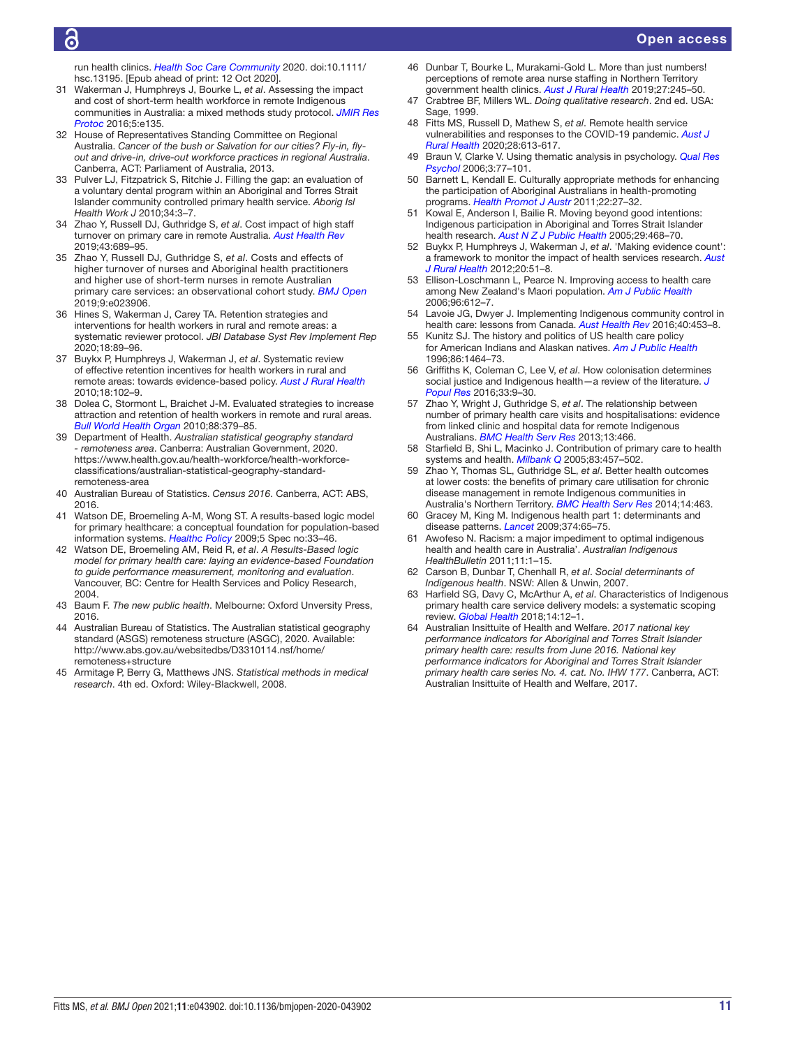run health clinics. *Health Soc Care Community* 2020. doi:10.1111/hsc.13195. [Epub ahead of print: 12 Oct 2020].

31 Wakerman J, Humphreys J, Bourke L, *et al*. Assessing the impact and cost of short-term health workforce in remote Indigenous communities in Australia: a mixed methods study protocol. *JMIR Res Protoc* 2016;5:e135.

32 House of Representatives Standing Committee on Regional Australia. *Cancer of the bush or Salvation for our cities? Fly-in, fly-out and drive-in, drive-out workforce practices in regional Australia*. Canberra, ACT: Parliament of Australia, 2013.

33 Pulver LJ, Fitzpatrick S, Ritchie J. Filling the gap: an evaluation of a voluntary dental program within an Aboriginal and Torres Strait Islander community controlled primary health service. *Aborig Isl Health Work J* 2010;34:3–7.

34 Zhao Y, Russell DJ, Guthridge S, *et al*. Cost impact of high staff turnover on primary care in remote Australia. *Aust Health Rev* 2019;43:689–95.

35 Zhao Y, Russell DJ, Guthridge S, *et al*. Costs and effects of higher turnover of nurses and Aboriginal health practitioners and higher use of short-term nurses in remote Australian primary care services: an observational cohort study. *BMJ Open* 2019;9:e023906.

36 Hines S, Wakerman J, Carey TA. Retention strategies and interventions for health workers in rural and remote areas: a systematic reviewer protocol. *JBI Database Syst Rev Implement Rep* 2020;18:89–96.

37 Buykx P, Humphreys J, Wakerman J, *et al*. Systematic review of effective retention incentives for health workers in rural and remote areas: towards evidence-based policy. *Aust J Rural Health* 2010;18:102–9.

38 Dolea C, Stormont L, Braichet J-M. Evaluated strategies to increase attraction and retention of health workers in remote and rural areas. *Bull World Health Organ* 2010;88:379–85.

39 Department of Health. *Australian statistical geography standard - remoteness area*. Canberra: Australian Government, 2020. https://www.health.gov.au/health-workforce/health-workforce-classifications/australian-statistical-geography-standard-remoteness-area

40 Australian Bureau of Statistics. *Census 2016*. Canberra, ACT: ABS, 2016.

41 Watson DE, Broemeling A-M, Wong ST. A results-based logic model for primary healthcare: a conceptual foundation for population-based information systems. *Healthc Policy* 2009;5 Spec no:33–46.

42 Watson DE, Broemeling AM, Reid R, *et al*. *A Results-Based logic model for primary health care: laying an evidence-based Foundation to guide performance measurement, monitoring and evaluation*. Vancouver, BC: Centre for Health Services and Policy Research, 2004.

43 Baum F. *The new public health*. Melbourne: Oxford Unversity Press, 2016.

44 Australian Bureau of Statistics. The Australian statistical geography standard (ASGS) remoteness structure (ASGC), 2020. Available: http://www.abs.gov.au/websitedbs/D3310114.nsf/home/remoteness+structure

45 Armitage P, Berry G, Matthews JNS. *Statistical methods in medical research*. 4th ed. Oxford: Wiley-Blackwell, 2008.

46 Dunbar T, Bourke L, Murakami-Gold L. More than just numbers! perceptions of remote area nurse staffing in Northern Territory government health clinics. *Aust J Rural Health* 2019;27:245–50.

47 Crabtree BF, Millers WL. *Doing qualitative research*. 2nd ed. USA: Sage, 1999.

48 Fitts MS, Russell D, Mathew S, *et al*. Remote health service vulnerabilities and responses to the COVID-19 pandemic. *Aust J Rural Health* 2020;28:613-617.

49 Braun V, Clarke V. Using thematic analysis in psychology. *Qual Res Psychol* 2006;3:77–101.

50 Barnett L, Kendall E. Culturally appropriate methods for enhancing the participation of Aboriginal Australians in health-promoting programs. *Health Promot J Austr* 2011;22:27–32.

51 Kowal E, Anderson I, Bailie R. Moving beyond good intentions: Indigenous participation in Aboriginal and Torres Strait Islander health research. *Aust N Z J Public Health* 2005;29:468–70.

52 Buykx P, Humphreys J, Wakerman J, *et al*. 'Making evidence count': a framework to monitor the impact of health services research. *Aust J Rural Health* 2012;20:51–8.

53 Ellison-Loschmann L, Pearce N. Improving access to health care among New Zealand's Maori population. *Am J Public Health* 2006;96:612–7.

54 Lavoie JG, Dwyer J. Implementing Indigenous community control in health care: lessons from Canada. *Aust Health Rev* 2016;40:453–8.

55 Kunitz SJ. The history and politics of US health care policy for American Indians and Alaskan natives. *Am J Public Health* 1996;86:1464–73.

56 Griffiths K, Coleman C, Lee V, *et al*. How colonisation determines social justice and Indigenous health—a review of the literature. *J Popul Res* 2016;33:9–30.

57 Zhao Y, Wright J, Guthridge S, *et al*. The relationship between number of primary health care visits and hospitalisations: evidence from linked clinic and hospital data for remote Indigenous Australians. *BMC Health Serv Res* 2013;13:466.

58 Starfield B, Shi L, Macinko J. Contribution of primary care to health systems and health. *Milbank Q* 2005;83:457–502.

59 Zhao Y, Thomas SL, Guthridge SL, *et al*. Better health outcomes at lower costs: the benefits of primary care utilisation for chronic disease management in remote Indigenous communities in Australia's Northern Territory. *BMC Health Serv Res* 2014;14:463.

60 Gracey M, King M. Indigenous health part 1: determinants and disease patterns. *Lancet* 2009;374:65–75.

61 Awofeso N. Racism: a major impediment to optimal indigenous health and health care in Australia'. *Australian Indigenous HealthBulletin* 2011;11:1–15.

62 Carson B, Dunbar T, Chenhall R, *et al*. *Social determinants of Indigenous health*. NSW: Allen & Unwin, 2007.

63 Harfield SG, Davy C, McArthur A, *et al*. Characteristics of Indigenous primary health care service delivery models: a systematic scoping review. *Global Health* 2018;14:12–1.

64 Australian Insittuite of Health and Welfare. *2017 national key performance indicators for Aboriginal and Torres Strait Islander primary health care: results from June 2016. National key performance indicators for Aboriginal and Torres Strait Islander primary health care series No. 4. cat. No. IHW 177*. Canberra, ACT: Australian Insittuite of Health and Welfare, 2017.